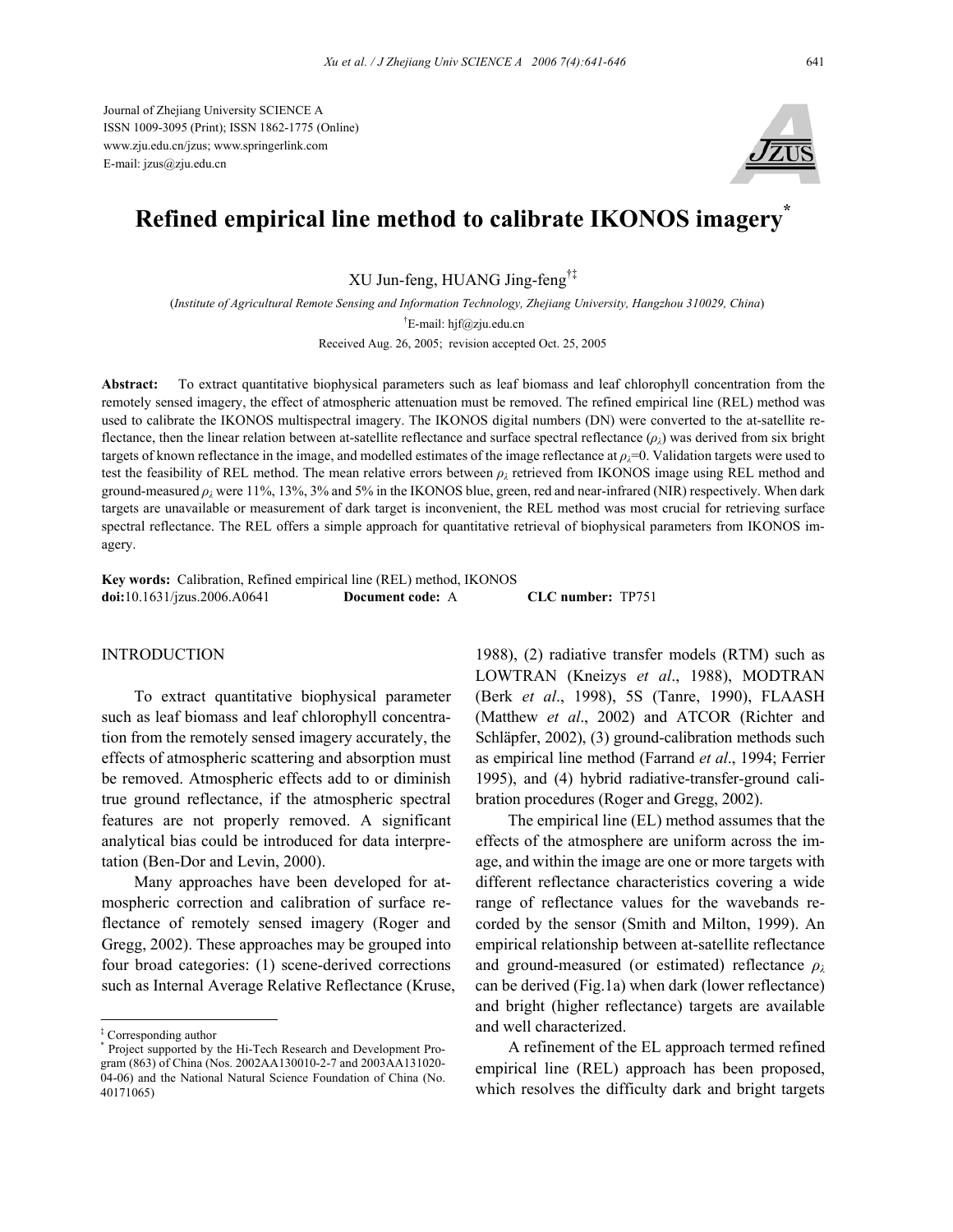Journal of Zhejiang University SCIENCE A
ISSN 1009-3095 (Print); ISSN 1862-1775 (Online)
www.zju.edu.cn/jzus; www.springerlink.com
E-mail: jzus@zju.edu.cn

# Refined empirical line method to calibrate IKONOS imagery*

XU Jun-feng, HUANG Jing-feng[†‡]

(*Institute of Agricultural Remote Sensing and Information Technology, Zhejiang University, Hangzhou 310029, China*)

[†]E-mail: hjf@zju.edu.cn

Received Aug. 26, 2005; revision accepted Oct. 25, 2005

**Abstract:** To extract quantitative biophysical parameters such as leaf biomass and leaf chlorophyll concentration from the remotely sensed imagery, the effect of atmospheric attenuation must be removed. The refined empirical line (REL) method was used to calibrate the IKONOS multispectral imagery. The IKONOS digital numbers (DN) were converted to the at-satellite reflectance, then the linear relation between at-satellite reflectance and surface spectral reflectance ($\rho_\lambda$) was derived from six bright targets of known reflectance in the image, and modelled estimates of the image reflectance at $\rho_\lambda$=0. Validation targets were used to test the feasibility of REL method. The mean relative errors between $\rho_\lambda$ retrieved from IKONOS image using REL method and ground-measured $\rho_\lambda$ were 11%, 13%, 3% and 5% in the IKONOS blue, green, red and near-infrared (NIR) respectively. When dark targets are unavailable or measurement of dark target is inconvenient, the REL method was most crucial for retrieving surface spectral reflectance. The REL offers a simple approach for quantitative retrieval of biophysical parameters from IKONOS imagery.

**Key words:** Calibration, Refined empirical line (REL) method, IKONOS
**doi:**10.1631/jzus.2006.A0641 **Document code:** A **CLC number:** TP751

## INTRODUCTION

To extract quantitative biophysical parameter such as leaf biomass and leaf chlorophyll concentration from the remotely sensed imagery accurately, the effects of atmospheric scattering and absorption must be removed. Atmospheric effects add to or diminish true ground reflectance, if the atmospheric spectral features are not properly removed. A significant analytical bias could be introduced for data interpretation (Ben-Dor and Levin, 2000).

Many approaches have been developed for atmospheric correction and calibration of surface reflectance of remotely sensed imagery (Roger and Gregg, 2002). These approaches may be grouped into four broad categories: (1) scene-derived corrections such as Internal Average Relative Reflectance (Kruse, 1988), (2) radiative transfer models (RTM) such as LOWTRAN (Kneizys *et al*., 1988), MODTRAN (Berk *et al*., 1998), 5S (Tanre, 1990), FLAASH (Matthew *et al*., 2002) and ATCOR (Richter and Schläpfer, 2002), (3) ground-calibration methods such as empirical line method (Farrand *et al*., 1994; Ferrier 1995), and (4) hybrid radiative-transfer-ground calibration procedures (Roger and Gregg, 2002).

The empirical line (EL) method assumes that the effects of the atmosphere are uniform across the image, and within the image are one or more targets with different reflectance characteristics covering a wide range of reflectance values for the wavebands recorded by the sensor (Smith and Milton, 1999). An empirical relationship between at-satellite reflectance and ground-measured (or estimated) reflectance $\rho_\lambda$ can be derived (Fig.1a) when dark (lower reflectance) and bright (higher reflectance) targets are available and well characterized.

A refinement of the EL approach termed refined empirical line (REL) approach has been proposed, which resolves the difficulty dark and bright targets

---

‡ Corresponding author
\* Project supported by the Hi-Tech Research and Development Program (863) of China (Nos. 2002AA130010-2-7 and 2003AA131020-04-06) and the National Natural Science Foundation of China (No. 40171065)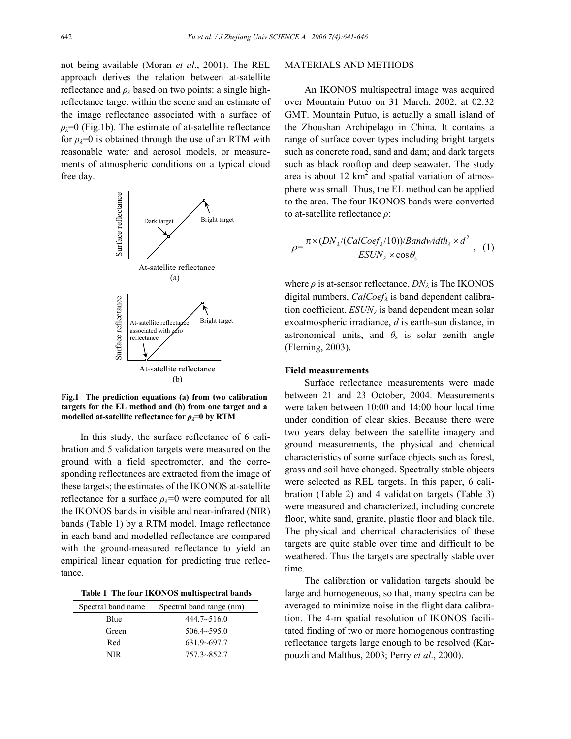not being available (Moran *et al*., 2001). The REL approach derives the relation between at-satellite reflectance and $\rho_\lambda$ based on two points: a single high-reflectance target within the scene and an estimate of the image reflectance associated with a surface of $\rho_\lambda$=0 (Fig.1b). The estimate of at-satellite reflectance for $\rho_\lambda$=0 is obtained through the use of an RTM with reasonable water and aerosol models, or measurements of atmospheric conditions on a typical cloud free day.

**Fig.1 The prediction equations (a) from two calibration targets for the EL method and (b) from one target and a modelled at-satellite reflectance for $\rho_\lambda$=0 by RTM**

In this study, the surface reflectance of 6 calibration and 5 validation targets were measured on the ground with a field spectrometer, and the corresponding reflectances are extracted from the image of these targets; the estimates of the IKONOS at-satellite reflectance for a surface $\rho_\lambda$=0 were computed for all the IKONOS bands in visible and near-infrared (NIR) bands (Table 1) by a RTM model. Image reflectance in each band and modelled reflectance are compared with the ground-measured reflectance to yield an empirical linear equation for predicting true reflectance.

**Table 1 The four IKONOS multispectral bands**

| Spectral band name | Spectral band range (nm) |
|---|---|
| Blue | 444.7~516.0 |
| Green | 506.4~595.0 |
| Red | 631.9~697.7 |
| NIR | 757.3~852.7 |

## MATERIALS AND METHODS

An IKONOS multispectral image was acquired over Mountain Putuo on 31 March, 2002, at 02:32 GMT. Mountain Putuo, is actually a small island of the Zhoushan Archipelago in China. It contains a range of surface cover types including bright targets such as concrete road, sand and dam; and dark targets such as black rooftop and deep seawater. The study area is about 12 km$^2$ and spatial variation of atmosphere was small. Thus, the EL method can be applied to the area. The four IKONOS bands were converted to at-satellite reflectance $\rho$:

$$\rho = \frac{\pi \times (DN_\lambda / (CalCoef_\lambda / 10)) / Bandwidth_\lambda \times d^2}{ESUN_\lambda \times \cos\theta_s}, \quad (1)$$

where $\rho$ is at-sensor reflectance, $DN_\lambda$ is The IKONOS digital numbers, $CalCoef_\lambda$ is band dependent calibration coefficient, $ESUN_\lambda$ is band dependent mean solar exoatmospheric irradiance, $d$ is earth-sun distance, in astronomical units, and $\theta_s$ is solar zenith angle (Fleming, 2003).

### Field measurements

Surface reflectance measurements were made between 21 and 23 October, 2004. Measurements were taken between 10:00 and 14:00 hour local time under condition of clear skies. Because there were two years delay between the satellite imagery and ground measurements, the physical and chemical characteristics of some surface objects such as forest, grass and soil have changed. Spectrally stable objects were selected as REL targets. In this paper, 6 calibration (Table 2) and 4 validation targets (Table 3) were measured and characterized, including concrete floor, white sand, granite, plastic floor and black tile. The physical and chemical characteristics of these targets are quite stable over time and difficult to be weathered. Thus the targets are spectrally stable over time.

The calibration or validation targets should be large and homogeneous, so that, many spectra can be averaged to minimize noise in the flight data calibration. The 4-m spatial resolution of IKONOS facilitated finding of two or more homogenous contrasting reflectance targets large enough to be resolved (Karpouzli and Malthus, 2003; Perry *et al*., 2000).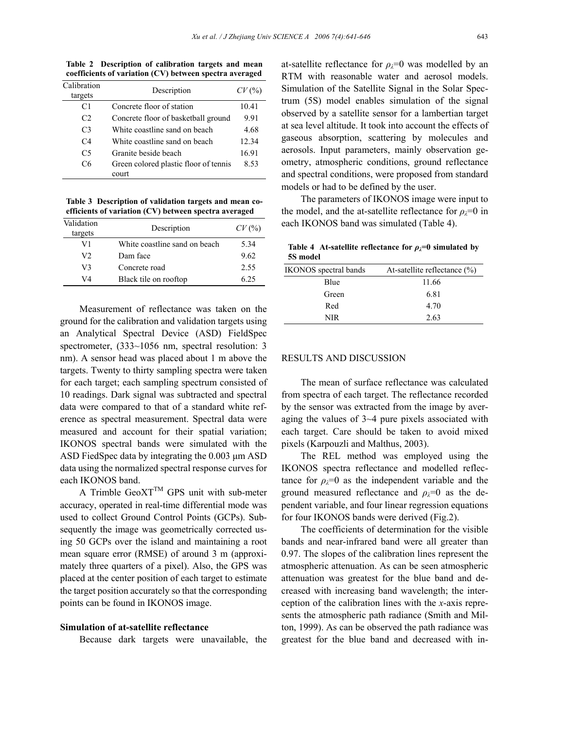**Table 2 Description of calibration targets and mean coefficients of variation (CV) between spectra averaged**

| Calibration targets | Description | $CV$ (%) |
|---|---|---|
| C1 | Concrete floor of station | 10.41 |
| C2 | Concrete floor of basketball ground | 9.91 |
| C3 | White coastline sand on beach | 4.68 |
| C4 | White coastline sand on beach | 12.34 |
| C5 | Granite beside beach | 16.91 |
| C6 | Green colored plastic floor of tennis court | 8.53 |

**Table 3 Description of validation targets and mean coefficients of variation (CV) between spectra averaged**

| Validation targets | Description | $CV$ (%) |
|---|---|---|
| V1 | White coastline sand on beach | 5.34 |
| V2 | Dam face | 9.62 |
| V3 | Concrete road | 2.55 |
| V4 | Black tile on rooftop | 6.25 |

Measurement of reflectance was taken on the ground for the calibration and validation targets using an Analytical Spectral Device (ASD) FieldSpec spectrometer, (333~1056 nm, spectral resolution: 3 nm). A sensor head was placed about 1 m above the targets. Twenty to thirty sampling spectra were taken for each target; each sampling spectrum consisted of 10 readings. Dark signal was subtracted and spectral data were compared to that of a standard white reference as spectral measurement. Spectral data were measured and account for their spatial variation; IKONOS spectral bands were simulated with the ASD FiedSpec data by integrating the 0.003 μm ASD data using the normalized spectral response curves for each IKONOS band.

A Trimble GeoXT™ GPS unit with sub-meter accuracy, operated in real-time differential mode was used to collect Ground Control Points (GCPs). Subsequently the image was geometrically corrected using 50 GCPs over the island and maintaining a root mean square error (RMSE) of around 3 m (approximately three quarters of a pixel). Also, the GPS was placed at the center position of each target to estimate the target position accurately so that the corresponding points can be found in IKONOS image.

**Simulation of at-satellite reflectance**

Because dark targets were unavailable, the at-satellite reflectance for $\rho_\lambda$=0 was modelled by an RTM with reasonable water and aerosol models. Simulation of the Satellite Signal in the Solar Spectrum (5S) model enables simulation of the signal observed by a satellite sensor for a lambertian target at sea level altitude. It took into account the effects of gaseous absorption, scattering by molecules and aerosols. Input parameters, mainly observation geometry, atmospheric conditions, ground reflectance and spectral conditions, were proposed from standard models or had to be defined by the user.

The parameters of IKONOS image were input to the model, and the at-satellite reflectance for $\rho_\lambda$=0 in each IKONOS band was simulated (Table 4).

**Table 4 At-satellite reflectance for $\rho_\lambda$=0 simulated by 5S model**

| IKONOS spectral bands | At-satellite reflectance (%) |
|---|---|
| Blue | 11.66 |
| Green | 6.81 |
| Red | 4.70 |
| NIR | 2.63 |

## RESULTS AND DISCUSSION

The mean of surface reflectance was calculated from spectra of each target. The reflectance recorded by the sensor was extracted from the image by averaging the values of 3~4 pure pixels associated with each target. Care should be taken to avoid mixed pixels (Karpouzli and Malthus, 2003).

The REL method was employed using the IKONOS spectra reflectance and modelled reflectance for $\rho_\lambda$=0 as the independent variable and the ground measured reflectance and $\rho_\lambda$=0 as the dependent variable, and four linear regression equations for four IKONOS bands were derived (Fig.2).

The coefficients of determination for the visible bands and near-infrared band were all greater than 0.97. The slopes of the calibration lines represent the atmospheric attenuation. As can be seen atmospheric attenuation was greatest for the blue band and decreased with increasing band wavelength; the interception of the calibration lines with the $x$-axis represents the atmospheric path radiance (Smith and Milton, 1999). As can be observed the path radiance was greatest for the blue band and decreased with in-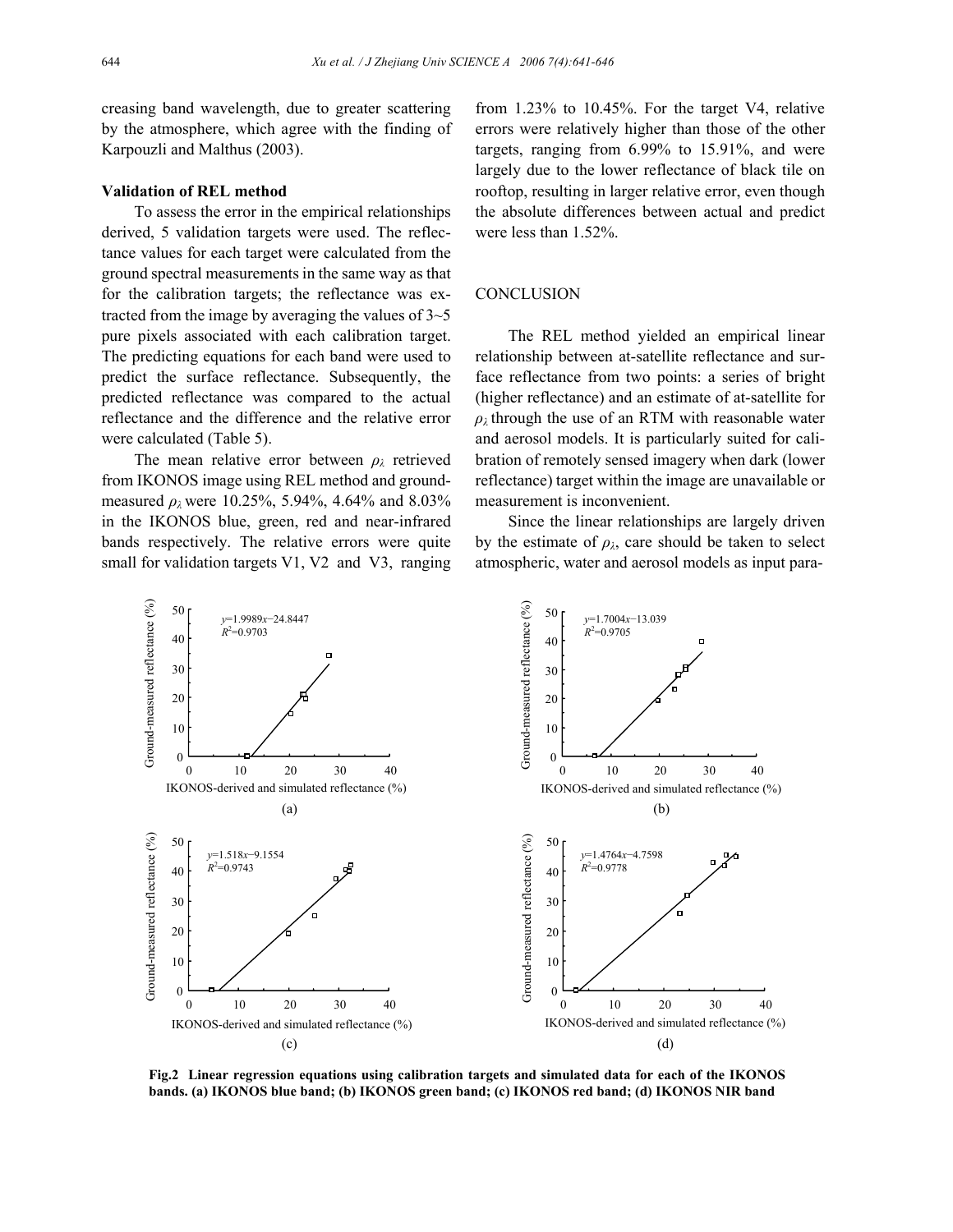creasing band wavelength, due to greater scattering by the atmosphere, which agree with the finding of Karpouzli and Malthus (2003).

**Validation of REL method**

To assess the error in the empirical relationships derived, 5 validation targets were used. The reflectance values for each target were calculated from the ground spectral measurements in the same way as that for the calibration targets; the reflectance was extracted from the image by averaging the values of 3~5 pure pixels associated with each calibration target. The predicting equations for each band were used to predict the surface reflectance. Subsequently, the predicted reflectance was compared to the actual reflectance and the difference and the relative error were calculated (Table 5).

The mean relative error between $\rho_\lambda$ retrieved from IKONOS image using REL method and ground-measured $\rho_\lambda$ were 10.25%, 5.94%, 4.64% and 8.03% in the IKONOS blue, green, red and near-infrared bands respectively. The relative errors were quite small for validation targets V1, V2 and V3, ranging from 1.23% to 10.45%. For the target V4, relative errors were relatively higher than those of the other targets, ranging from 6.99% to 15.91%, and were largely due to the lower reflectance of black tile on rooftop, resulting in larger relative error, even though the absolute differences between actual and predict were less than 1.52%.

## CONCLUSION

The REL method yielded an empirical linear relationship between at-satellite reflectance and surface reflectance from two points: a series of bright (higher reflectance) and an estimate of at-satellite for $\rho_\lambda$ through the use of an RTM with reasonable water and aerosol models. It is particularly suited for calibration of remotely sensed imagery when dark (lower reflectance) target within the image are unavailable or measurement is inconvenient.

Since the linear relationships are largely driven by the estimate of $\rho_\lambda$, care should be taken to select atmospheric, water and aerosol models as input para-

**Fig.2 Linear regression equations using calibration targets and simulated data for each of the IKONOS bands. (a) IKONOS blue band; (b) IKONOS green band; (c) IKONOS red band; (d) IKONOS NIR band**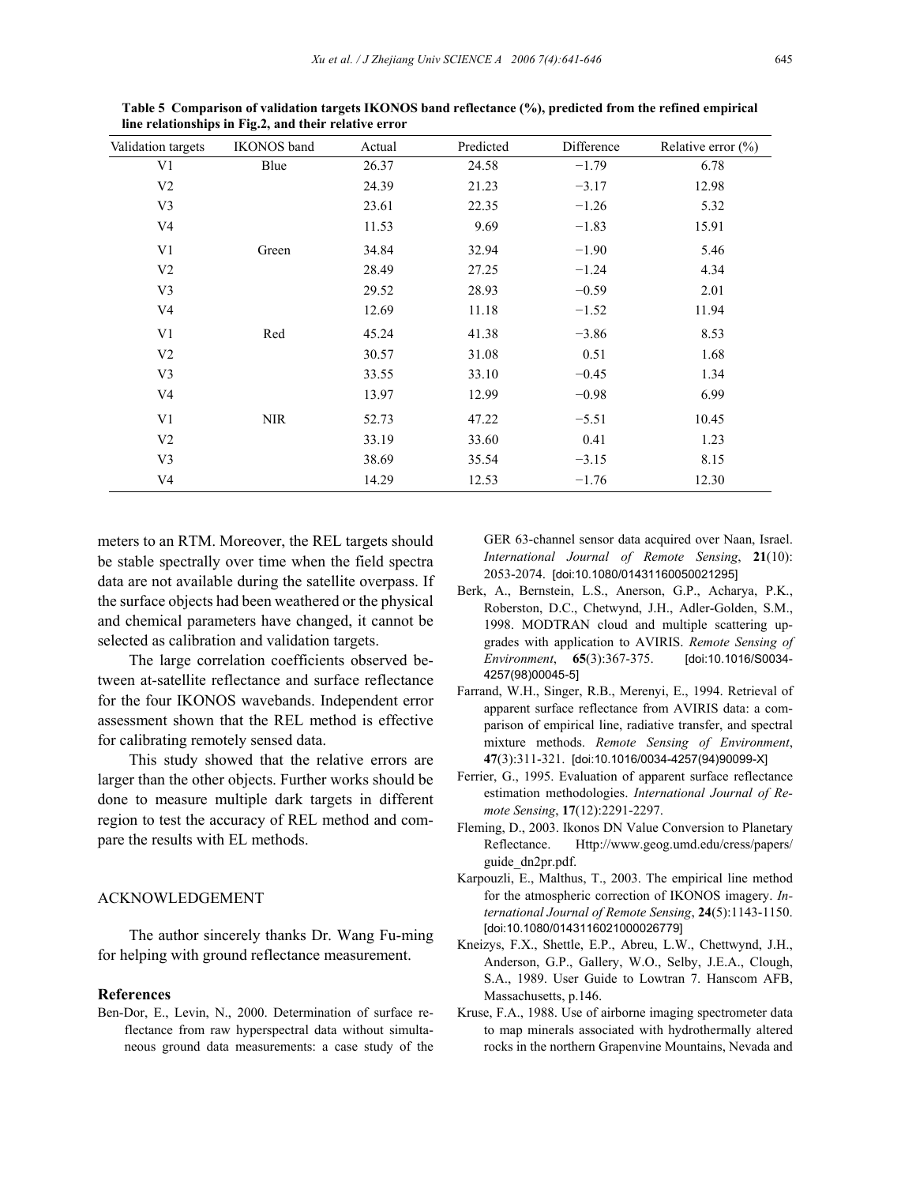**Table 5 Comparison of validation targets IKONOS band reflectance (%), predicted from the refined empirical line relationships in Fig.2, and their relative error**

| Validation targets | IKONOS band | Actual | Predicted | Difference | Relative error (%) |
|---|---|---|---|---|---|
| V1 | Blue | 26.37 | 24.58 | −1.79 | 6.78 |
| V2 | | 24.39 | 21.23 | −3.17 | 12.98 |
| V3 | | 23.61 | 22.35 | −1.26 | 5.32 |
| V4 | | 11.53 | 9.69 | −1.83 | 15.91 |
| V1 | Green | 34.84 | 32.94 | −1.90 | 5.46 |
| V2 | | 28.49 | 27.25 | −1.24 | 4.34 |
| V3 | | 29.52 | 28.93 | −0.59 | 2.01 |
| V4 | | 12.69 | 11.18 | −1.52 | 11.94 |
| V1 | Red | 45.24 | 41.38 | −3.86 | 8.53 |
| V2 | | 30.57 | 31.08 | 0.51 | 1.68 |
| V3 | | 33.55 | 33.10 | −0.45 | 1.34 |
| V4 | | 13.97 | 12.99 | −0.98 | 6.99 |
| V1 | NIR | 52.73 | 47.22 | −5.51 | 10.45 |
| V2 | | 33.19 | 33.60 | 0.41 | 1.23 |
| V3 | | 38.69 | 35.54 | −3.15 | 8.15 |
| V4 | | 14.29 | 12.53 | −1.76 | 12.30 |

meters to an RTM. Moreover, the REL targets should be stable spectrally over time when the field spectra data are not available during the satellite overpass. If the surface objects had been weathered or the physical and chemical parameters have changed, it cannot be selected as calibration and validation targets.

The large correlation coefficients observed between at-satellite reflectance and surface reflectance for the four IKONOS wavebands. Independent error assessment shown that the REL method is effective for calibrating remotely sensed data.

This study showed that the relative errors are larger than the other objects. Further works should be done to measure multiple dark targets in different region to test the accuracy of REL method and compare the results with EL methods.

## ACKNOWLEDGEMENT

The author sincerely thanks Dr. Wang Fu-ming for helping with ground reflectance measurement.

## References

Ben-Dor, E., Levin, N., 2000. Determination of surface reflectance from raw hyperspectral data without simultaneous ground data measurements: a case study of the GER 63-channel sensor data acquired over Naan, Israel. *International Journal of Remote Sensing*, **21**(10): 2053-2074. [doi:10.1080/01431160050021295]

Berk, A., Bernstein, L.S., Anerson, G.P., Acharya, P.K., Roberston, D.C., Chetwynd, J.H., Adler-Golden, S.M., 1998. MODTRAN cloud and multiple scattering upgrades with application to AVIRIS. *Remote Sensing of Environment*, **65**(3):367-375. [doi:10.1016/S0034-4257(98)00045-5]

Farrand, W.H., Singer, R.B., Merenyi, E., 1994. Retrieval of apparent surface reflectance from AVIRIS data: a comparison of empirical line, radiative transfer, and spectral mixture methods. *Remote Sensing of Environment*, **47**(3):311-321. [doi:10.1016/0034-4257(94)90099-X]

Ferrier, G., 1995. Evaluation of apparent surface reflectance estimation methodologies. *International Journal of Remote Sensing*, **17**(12):2291-2297.

Fleming, D., 2003. Ikonos DN Value Conversion to Planetary Reflectance. Http://www.geog.umd.edu/cress/papers/guide_dn2pr.pdf.

Karpouzli, E., Malthus, T., 2003. The empirical line method for the atmospheric correction of IKONOS imagery. *International Journal of Remote Sensing*, **24**(5):1143-1150. [doi:10.1080/0143116021000026779]

Kneizys, F.X., Shettle, E.P., Abreu, L.W., Chettwynd, J.H., Anderson, G.P., Gallery, W.O., Selby, J.E.A., Clough, S.A., 1989. User Guide to Lowtran 7. Hanscom AFB, Massachusetts, p.146.

Kruse, F.A., 1988. Use of airborne imaging spectrometer data to map minerals associated with hydrothermally altered rocks in the northern Grapenvine Mountains, Nevada and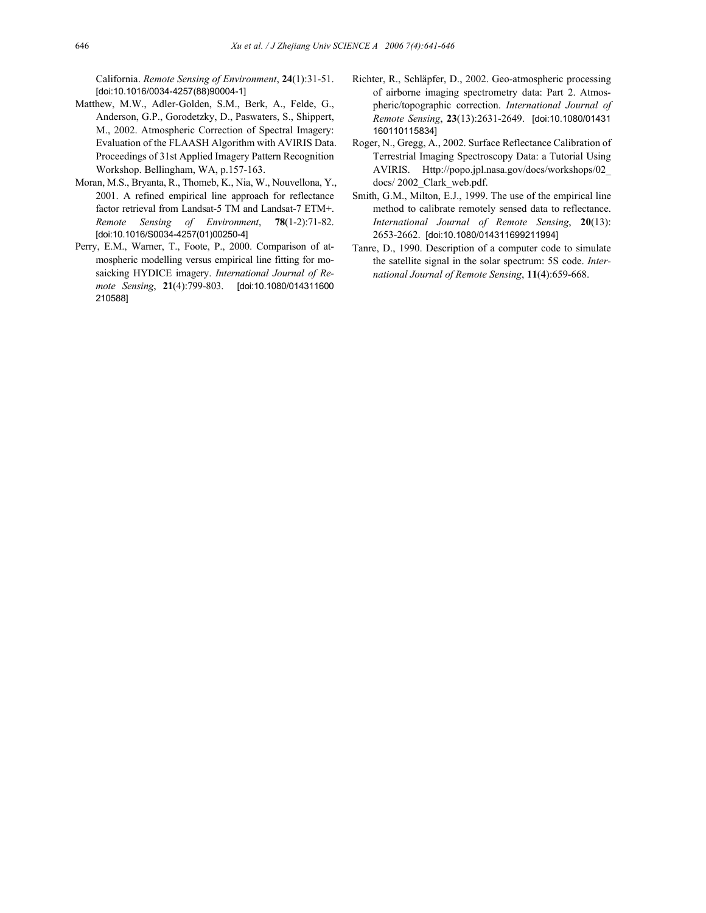California. *Remote Sensing of Environment*, **24**(1):31-51. [doi:10.1016/0034-4257(88)90004-1]

Matthew, M.W., Adler-Golden, S.M., Berk, A., Felde, G., Anderson, G.P., Gorodetzky, D., Paswaters, S., Shippert, M., 2002. Atmospheric Correction of Spectral Imagery: Evaluation of the FLAASH Algorithm with AVIRIS Data. Proceedings of 31st Applied Imagery Pattern Recognition Workshop. Bellingham, WA, p.157-163.

Moran, M.S., Bryanta, R., Thomeb, K., Nia, W., Nouvellona, Y., 2001. A refined empirical line approach for reflectance factor retrieval from Landsat-5 TM and Landsat-7 ETM+. *Remote Sensing of Environment*, **78**(1-2):71-82. [doi:10.1016/S0034-4257(01)00250-4]

Perry, E.M., Warner, T., Foote, P., 2000. Comparison of atmospheric modelling versus empirical line fitting for mosaicking HYDICE imagery. *International Journal of Remote Sensing*, **21**(4):799-803. [doi:10.1080/014311600210588]

Richter, R., Schläpfer, D., 2002. Geo-atmospheric processing of airborne imaging spectrometry data: Part 2. Atmospheric/topographic correction. *International Journal of Remote Sensing*, **23**(13):2631-2649. [doi:10.1080/01431160110115834]

Roger, N., Gregg, A., 2002. Surface Reflectance Calibration of Terrestrial Imaging Spectroscopy Data: a Tutorial Using AVIRIS. Http://popo.jpl.nasa.gov/docs/workshops/02_docs/ 2002_Clark_web.pdf.

Smith, G.M., Milton, E.J., 1999. The use of the empirical line method to calibrate remotely sensed data to reflectance. *International Journal of Remote Sensing*, **20**(13): 2653-2662. [doi:10.1080/014311699211994]

Tanre, D., 1990. Description of a computer code to simulate the satellite signal in the solar spectrum: 5S code. *International Journal of Remote Sensing*, **11**(4):659-668.